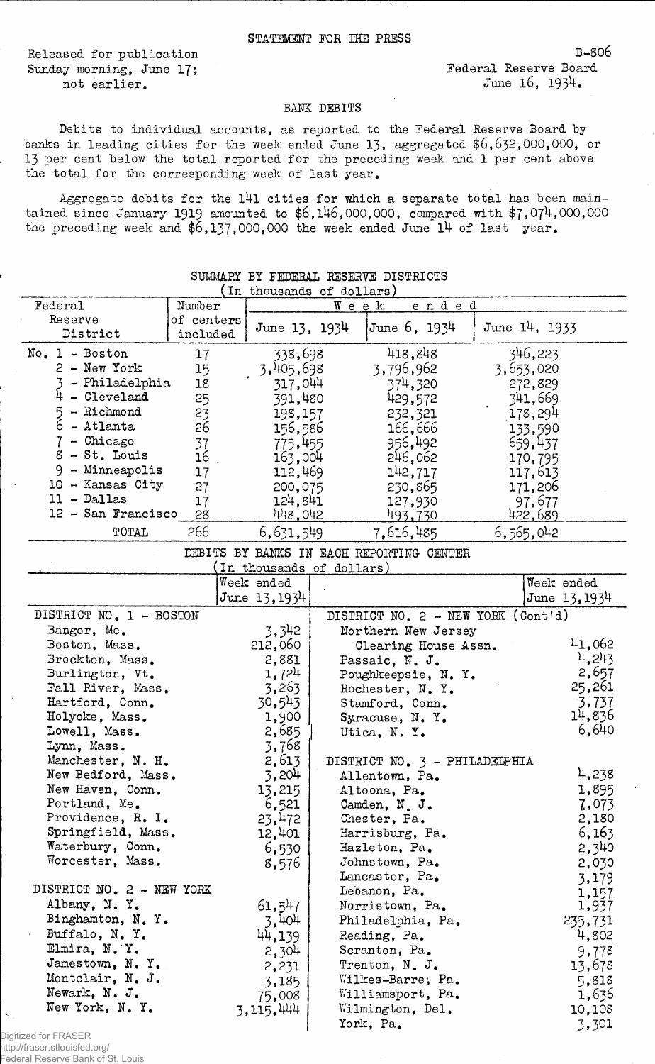STATEMENT FOR THE PRESS

Released for publication
Sunday morning, June 17;
not earlier.

B-806
Federal Reserve Board
June 16, 1934.

## BANK DEBITS

Debits to individual accounts, as reported to the Federal Reserve Board by banks in leading cities for the week ended June 13, aggregated $6,632,000,000, or 13 per cent below the total reported for the preceding week and 1 per cent above the total for the corresponding week of last year.

Aggregate debits for the 141 cities for which a separate total has been maintained since January 1919 amounted to $6,146,000,000, compared with $7,074,000,000 the preceding week and $6,137,000,000 the week ended June 14 of last year.

### SUMMARY BY FEDERAL RESERVE DISTRICTS
(In thousands of dollars)

| Federal Reserve District | Number of centers included | Week ended June 13, 1934 | Week ended June 6, 1934 | Week ended June 14, 1933 |
|---|---|---|---|---|
| No. 1 - Boston | 17 | 338,698 | 418,848 | 346,223 |
| 2 - New York | 15 | 3,405,698 | 3,796,962 | 3,653,020 |
| 3 - Philadelphia | 18 | 317,044 | 374,320 | 272,829 |
| 4 - Cleveland | 25 | 391,480 | 429,572 | 341,669 |
| 5 - Richmond | 23 | 198,157 | 232,321 | 178,294 |
| 6 - Atlanta | 26 | 156,586 | 166,666 | 133,590 |
| 7 - Chicago | 37 | 775,455 | 956,492 | 659,437 |
| 8 - St. Louis | 16 | 163,004 | 246,062 | 170,795 |
| 9 - Minneapolis | 17 | 112,469 | 142,717 | 117,613 |
| 10 - Kansas City | 27 | 200,075 | 230,865 | 171,206 |
| 11 - Dallas | 17 | 124,841 | 127,930 | 97,677 |
| 12 - San Francisco | 28 | 448,042 | 493,730 | 422,689 |
| TOTAL | 266 | 6,631,549 | 7,616,485 | 6,565,042 |

### DEBITS BY BANKS IN EACH REPORTING CENTER
(In thousands of dollars)

| | Week ended June 13, 1934 | | Week ended June 13, 1934 |
|---|---|---|---|
| **DISTRICT NO. 1 - BOSTON** | | **DISTRICT NO. 2 - NEW YORK (Cont'd)** | |
| Bangor, Me. | 3,342 | Northern New Jersey Clearing House Assn. | 41,062 |
| Boston, Mass. | 212,060 | Passaic, N. J. | 4,243 |
| Brockton, Mass. | 2,881 | Poughkeepsie, N. Y. | 2,657 |
| Burlington, Vt. | 1,724 | Rochester, N. Y. | 25,261 |
| Fall River, Mass. | 3,263 | Stamford, Conn. | 3,737 |
| Hartford, Conn. | 30,543 | Syracuse, N. Y. | 14,836 |
| Holyoke, Mass. | 1,900 | Utica, N. Y. | 6,640 |
| Lowell, Mass. | 2,685 | | |
| Lynn, Mass. | 3,768 | | |
| Manchester, N. H. | 2,613 | **DISTRICT NO. 3 - PHILADELPHIA** | |
| New Bedford, Mass. | 3,204 | Allentown, Pa. | 4,238 |
| New Haven, Conn. | 13,215 | Altoona, Pa. | 1,895 |
| Portland, Me. | 6,521 | Camden, N. J. | 7,073 |
| Providence, R. I. | 23,472 | Chester, Pa. | 2,180 |
| Springfield, Mass. | 12,401 | Harrisburg, Pa. | 6,163 |
| Waterbury, Conn. | 6,530 | Hazleton, Pa. | 2,340 |
| Worcester, Mass. | 8,576 | Johnstown, Pa. | 2,030 |
| | | Lancaster, Pa. | 3,179 |
| **DISTRICT NO. 2 - NEW YORK** | | Lebanon, Pa. | 1,157 |
| Albany, N. Y. | 61,547 | Norristown, Pa. | 1,937 |
| Binghamton, N. Y. | 3,404 | Philadelphia, Pa. | 235,731 |
| Buffalo, N. Y. | 44,139 | Reading, Pa. | 4,802 |
| Elmira, N. Y. | 2,304 | Scranton, Pa. | 9,778 |
| Jamestown, N. Y. | 2,231 | Trenton, N. J. | 13,678 |
| Montclair, N. J. | 3,185 | Wilkes-Barre, Pa. | 5,818 |
| Newark, N. J. | 75,008 | Williamsport, Pa. | 1,636 |
| New York, N. Y. | 3,115,444 | Wilmington, Del. | 10,108 |
| | | York, Pa. | 3,301 |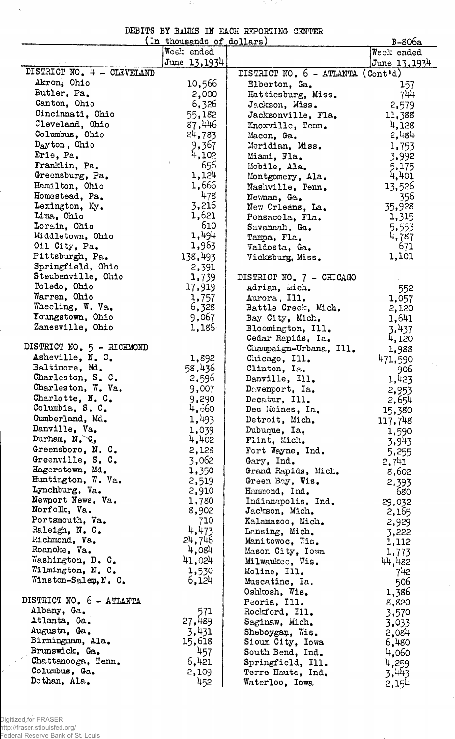# DEBITS BY BANKS IN EACH REPORTING CENTER

(In thousands of dollars)

B-806a

| | Week ended June 13, 1934 | | Week ended June 13, 1934 |
|---|---|---|---|
| DISTRICT NO. 4 - CLEVELAND | | DISTRICT NO. 6 - ATLANTA (Cont'd) | |
| Akron, Ohio | 10,566 | Elberton, Ga. | 157 |
| Butler, Pa. | 2,000 | Hattiesburg, Miss. | 744 |
| Canton, Ohio | 6,326 | Jackson, Miss. | 2,579 |
| Cincinnati, Ohio | 55,182 | Jacksonville, Fla. | 11,388 |
| Cleveland, Ohio | 87,446 | Knoxville, Tenn. | 4,128 |
| Columbus, Ohio | 24,783 | Macon, Ga. | 2,484 |
| Dayton, Ohio | 9,367 | Meridian, Miss. | 1,753 |
| Erie, Pa. | 4,102 | Miami, Fla. | 3,992 |
| Franklin, Pa. | 656 | Mobile, Ala. | 5,175 |
| Greensburg, Pa. | 1,124 | Montgomery, Ala. | 4,401 |
| Hamilton, Ohio | 1,666 | Nashville, Tenn. | 13,526 |
| Homestead, Pa. | 478 | Newman, Ga. | 356 |
| Lexington, Ky. | 3,216 | New Orleans, La. | 35,928 |
| Lima, Ohio | 1,621 | Pensacola, Fla. | 1,315 |
| Lorain, Ohio | 610 | Savannah, Ga. | 5,553 |
| Middletown, Ohio | 1,494 | Tampa, Fla. | 4,787 |
| Oil City, Pa. | 1,963 | Valdosta, Ga. | 671 |
| Pittsburgh, Pa. | 138,493 | Vicksburg, Miss. | 1,101 |
| Springfield, Ohio | 2,391 | | |
| Steubenville, Ohio | 1,739 | DISTRICT NO. 7 - CHICAGO | |
| Toledo, Ohio | 17,919 | Adrian, Mich. | 552 |
| Warren, Ohio | 1,757 | Aurora, Ill. | 1,057 |
| Wheeling, W. Va. | 6,328 | Battle Creek, Mich. | 2,120 |
| Youngstown, Ohio | 9,067 | Bay City, Mich. | 1,641 |
| Zanesville, Ohio | 1,186 | Bloomington, Ill. | 3,437 |
| | | Cedar Rapids, Ia. | 4,120 |
| DISTRICT NO. 5 - RICHMOND | | Champaign-Urbana, Ill. | 1,988 |
| Asheville, N. C. | 1,892 | Chicago, Ill. | 471,590 |
| Baltimore, Md. | 58,436 | Clinton, Ia. | 906 |
| Charleston, S. C. | 2,596 | Danville, Ill. | 1,423 |
| Charleston, W. Va. | 9,007 | Davenport, Ia. | 2,953 |
| Charlotte, N. C. | 9,290 | Decatur, Ill. | 2,654 |
| Columbia, S. C. | 4,660 | Des Moines, Ia. | 15,380 |
| Cumberland, Md. | 1,493 | Detroit, Mich. | 117,748 |
| Danville, Va. | 1,039 | Dubuque, Ia. | 1,590 |
| Durham, N. C. | 4,402 | Flint, Mich. | 3,943 |
| Greensboro, N. C. | 2,128 | Fort Wayne, Ind. | 5,255 |
| Greenville, S. C. | 3,062 | Gary, Ind. | 2,741 |
| Hagerstown, Md. | 1,350 | Grand Rapids, Mich. | 8,602 |
| Huntington, W. Va. | 2,519 | Green Bay, Wis. | 2,393 |
| Lynchburg, Va. | 2,910 | Hammond, Ind. | 680 |
| Newport News, Va. | 1,780 | Indianapolis, Ind. | 29,032 |
| Norfolk, Va. | 8,902 | Jackson, Mich. | 2,165 |
| Portsmouth, Va. | 710 | Kalamazoo, Mich. | 2,929 |
| Raleigh, N. C. | 4,473 | Lansing, Mich. | 3,222 |
| Richmond, Va. | 24,746 | Manitowoc, Wis. | 1,112 |
| Roanoke, Va. | 4,084 | Mason City, Iowa | 1,773 |
| Washington, D. C. | 41,024 | Milwaukee, Wis. | 44,482 |
| Wilmington, N. C. | 1,530 | Moline, Ill. | 742 |
| Winston-Salem, N. C. | 6,124 | Muscatine, Ia. | 506 |
| | | Oshkosh, Wis. | 1,386 |
| DISTRICT NO. 6 - ATLANTA | | Peoria, Ill. | 8,820 |
| Albany, Ga. | 571 | Rockford, Ill. | 3,570 |
| Atlanta, Ga. | 27,489 | Saginaw, Mich. | 3,033 |
| Augusta, Ga. | 3,431 | Sheboygan, Wis. | 2,084 |
| Birmingham, Ala. | 15,618 | Sioux City, Iowa | 6,480 |
| Brunswick, Ga. | 457 | South Bend, Ind. | 4,060 |
| Chattanooga, Tenn. | 6,421 | Springfield, Ill. | 4,259 |
| Columbus, Ga. | 2,109 | Terre Haute, Ind. | 3,443 |
| Dothan, Ala. | 452 | Waterloo, Iowa | 2,154 |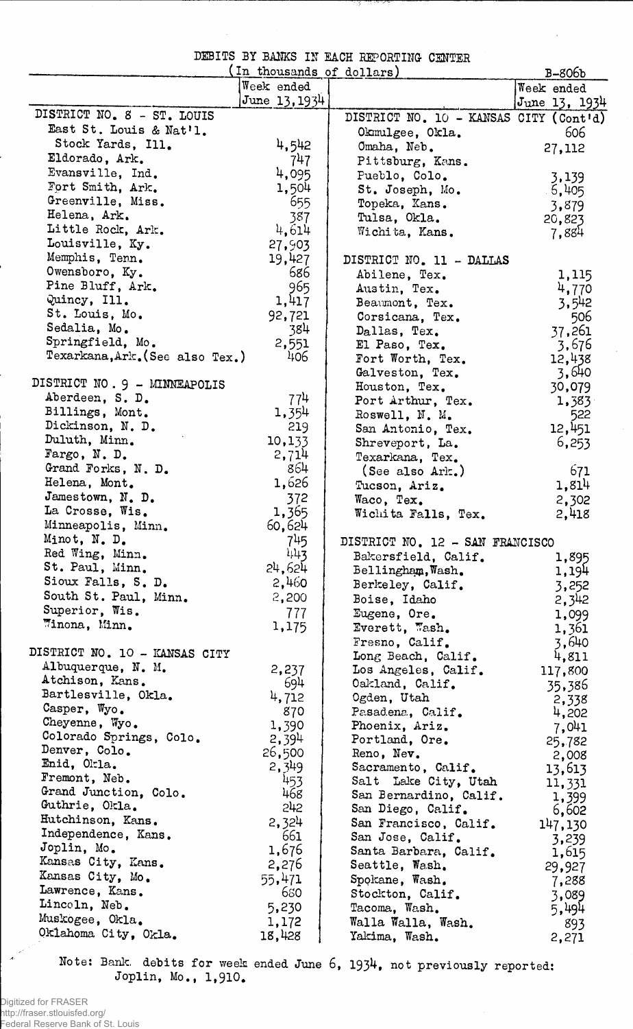DEBITS BY BANKS IN EACH REPORTING CENTER

(In thousands of dollars)

B-806b

| | Week ended June 13, 1934 |
|---|---|
| **DISTRICT NO. 8 - ST. LOUIS** | |
| East St. Louis & Nat'l. Stock Yards, Ill. | 4,542 |
| Eldorado, Ark. | 747 |
| Evansville, Ind. | 4,095 |
| Fort Smith, Ark. | 1,504 |
| Greenville, Miss. | 655 |
| Helena, Ark. | 387 |
| Little Rock, Ark. | 4,614 |
| Louisville, Ky. | 27,903 |
| Memphis, Tenn. | 19,427 |
| Owensboro, Ky. | 686 |
| Pine Bluff, Ark. | 965 |
| Quincy, Ill. | 1,417 |
| St. Louis, Mo. | 92,721 |
| Sedalia, Mo. | 384 |
| Springfield, Mo. | 2,551 |
| Texarkana, Ark. (See also Tex.) | 406 |
| **DISTRICT NO. 9 - MINNEAPOLIS** | |
| Aberdeen, S. D. | 774 |
| Billings, Mont. | 1,354 |
| Dickinson, N. D. | 219 |
| Duluth, Minn. | 10,133 |
| Fargo, N. D. | 2,714 |
| Grand Forks, N. D. | 864 |
| Helena, Mont. | 1,626 |
| Jamestown, N. D. | 372 |
| La Crosse, Wis. | 1,365 |
| Minneapolis, Minn. | 60,624 |
| Minot, N. D. | 745 |
| Red Wing, Minn. | 443 |
| St. Paul, Minn. | 24,624 |
| Sioux Falls, S. D. | 2,460 |
| South St. Paul, Minn. | 2,200 |
| Superior, Wis. | 777 |
| Winona, Minn. | 1,175 |
| **DISTRICT NO. 10 - KANSAS CITY** | |
| Albuquerque, N. M. | 2,237 |
| Atchison, Kans. | 694 |
| Bartlesville, Okla. | 4,712 |
| Casper, Wyo. | 870 |
| Cheyenne, Wyo. | 1,390 |
| Colorado Springs, Colo. | 2,394 |
| Denver, Colo. | 26,500 |
| Enid, Okla. | 2,349 |
| Fremont, Neb. | 453 |
| Grand Junction, Colo. | 468 |
| Guthrie, Okla. | 242 |
| Hutchinson, Kans. | 2,324 |
| Independence, Kans. | 661 |
| Joplin, Mo. | 1,676 |
| Kansas City, Kans. | 2,276 |
| Kansas City, Mo. | 55,471 |
| Lawrence, Kans. | 680 |
| Lincoln, Neb. | 5,230 |
| Muskogee, Okla. | 1,172 |
| Oklahoma City, Okla. | 18,428 |

| | Week ended June 13, 1934 |
|---|---|
| **DISTRICT NO. 10 - KANSAS CITY (Cont'd)** | |
| Okmulgee, Okla. | 606 |
| Omaha, Neb. | 27,112 |
| Pittsburg, Kans. | |
| Pueblo, Colo. | 3,139 |
| St. Joseph, Mo. | 6,405 |
| Topeka, Kans. | 3,879 |
| Tulsa, Okla. | 20,823 |
| Wichita, Kans. | 7,884 |
| **DISTRICT NO. 11 - DALLAS** | |
| Abilene, Tex. | 1,115 |
| Austin, Tex. | 4,770 |
| Beaumont, Tex. | 3,542 |
| Corsicana, Tex. | 506 |
| Dallas, Tex. | 37,261 |
| El Paso, Tex. | 3,676 |
| Fort Worth, Tex. | 12,438 |
| Galveston, Tex. | 3,640 |
| Houston, Tex. | 30,079 |
| Port Arthur, Tex. | 1,383 |
| Roswell, N. M. | 522 |
| San Antonio, Tex. | 12,451 |
| Shreveport, La. | 6,253 |
| Texarkana, Tex. (See also Ark.) | 671 |
| Tucson, Ariz. | 1,814 |
| Waco, Tex. | 2,302 |
| Wichita Falls, Tex. | 2,418 |
| **DISTRICT NO. 12 - SAN FRANCISCO** | |
| Bakersfield, Calif. | 1,895 |
| Bellingham, Wash. | 1,194 |
| Berkeley, Calif. | 3,252 |
| Boise, Idaho | 2,342 |
| Eugene, Ore. | 1,099 |
| Everett, Wash. | 1,361 |
| Fresno, Calif. | 3,640 |
| Long Beach, Calif. | 4,811 |
| Los Angeles, Calif. | 117,800 |
| Oakland, Calif. | 35,386 |
| Ogden, Utah | 2,338 |
| Pasadena, Calif. | 4,202 |
| Phoenix, Ariz. | 7,041 |
| Portland, Ore. | 25,782 |
| Reno, Nev. | 2,008 |
| Sacramento, Calif. | 13,613 |
| Salt Lake City, Utah | 11,331 |
| San Bernardino, Calif. | 1,399 |
| San Diego, Calif. | 6,602 |
| San Francisco, Calif. | 147,130 |
| San Jose, Calif. | 3,239 |
| Santa Barbara, Calif. | 1,615 |
| Seattle, Wash. | 29,927 |
| Spokane, Wash. | 7,288 |
| Stockton, Calif. | 3,089 |
| Tacoma, Wash. | 5,494 |
| Walla Walla, Wash. | 893 |
| Yakima, Wash. | 2,271 |

Note: Bank debits for week ended June 6, 1934, not previously reported: Joplin, Mo., 1,910.